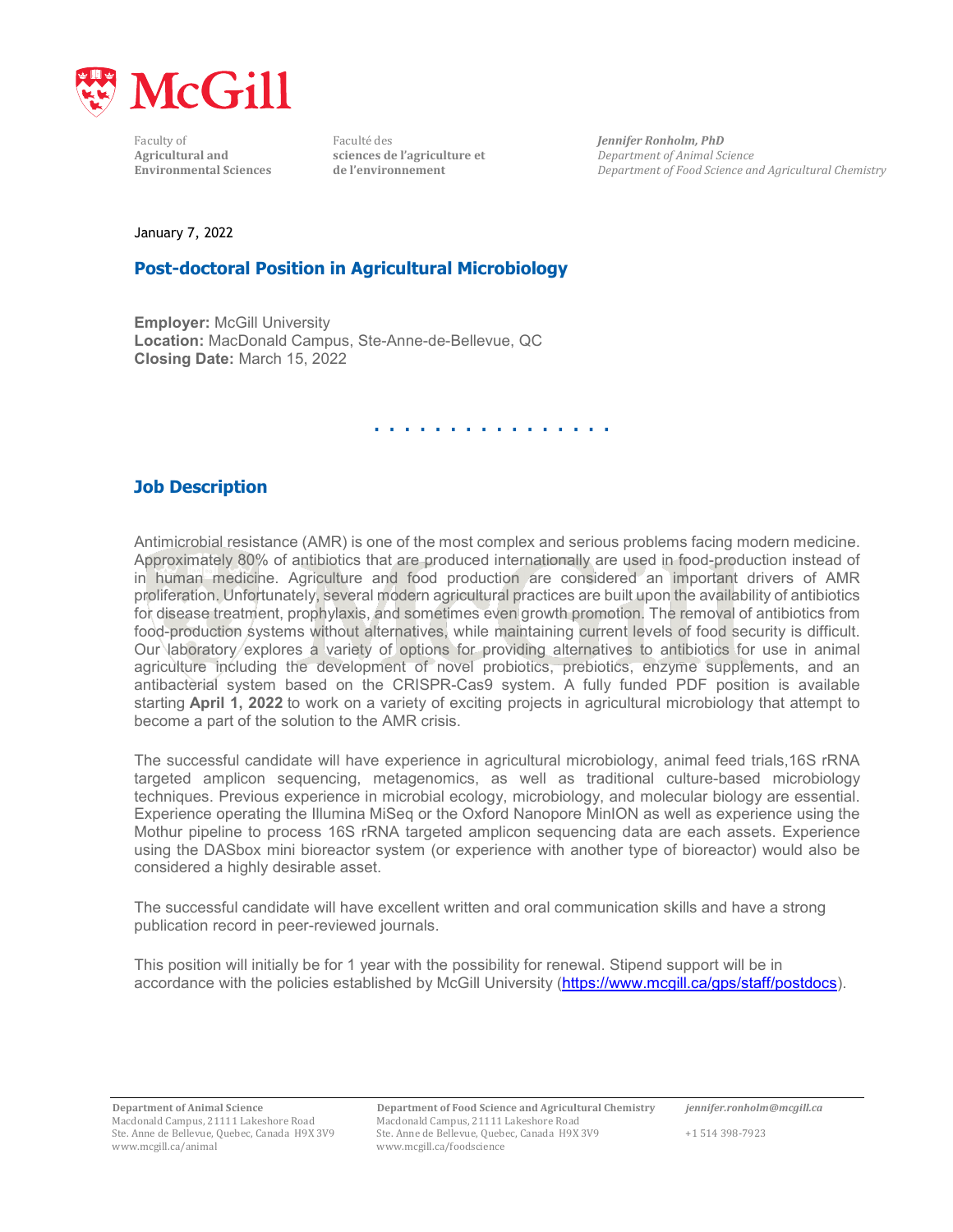Faculty of
**Agricultural and Environmental Sciences**

Faculté des
**sciences de l'agriculture et de l'environnement**

***Jennifer Ronholm, PhD***
*Department of Animal Science*
*Department of Food Science and Agricultural Chemistry*

January 7, 2022

## Post-doctoral Position in Agricultural Microbiology

**Employer:** McGill University
**Location:** MacDonald Campus, Ste-Anne-de-Bellevue, QC
**Closing Date:** March 15, 2022

## Job Description

Antimicrobial resistance (AMR) is one of the most complex and serious problems facing modern medicine. Approximately 80% of antibiotics that are produced internationally are used in food-production instead of in human medicine. Agriculture and food production are considered an important drivers of AMR proliferation. Unfortunately, several modern agricultural practices are built upon the availability of antibiotics for disease treatment, prophylaxis, and sometimes even growth promotion. The removal of antibiotics from food-production systems without alternatives, while maintaining current levels of food security is difficult. Our laboratory explores a variety of options for providing alternatives to antibiotics for use in animal agriculture including the development of novel probiotics, prebiotics, enzyme supplements, and an antibacterial system based on the CRISPR-Cas9 system. A fully funded PDF position is available starting **April 1, 2022** to work on a variety of exciting projects in agricultural microbiology that attempt to become a part of the solution to the AMR crisis.

The successful candidate will have experience in agricultural microbiology, animal feed trials,16S rRNA targeted amplicon sequencing, metagenomics, as well as traditional culture-based microbiology techniques. Previous experience in microbial ecology, microbiology, and molecular biology are essential. Experience operating the Illumina MiSeq or the Oxford Nanopore MinION as well as experience using the Mothur pipeline to process 16S rRNA targeted amplicon sequencing data are each assets. Experience using the DASbox mini bioreactor system (or experience with another type of bioreactor) would also be considered a highly desirable asset.

The successful candidate will have excellent written and oral communication skills and have a strong publication record in peer-reviewed journals.

This position will initially be for 1 year with the possibility for renewal. Stipend support will be in accordance with the policies established by McGill University (https://www.mcgill.ca/gps/staff/postdocs).

**Department of Animal Science**
Macdonald Campus, 21111 Lakeshore Road
Ste. Anne de Bellevue, Quebec, Canada H9X 3V9
www.mcgill.ca/animal

**Department of Food Science and Agricultural Chemistry**
Macdonald Campus, 21111 Lakeshore Road
Ste. Anne de Bellevue, Quebec, Canada H9X 3V9
www.mcgill.ca/foodscience

***jennifer.ronholm@mcgill.ca***
+1 514 398-7923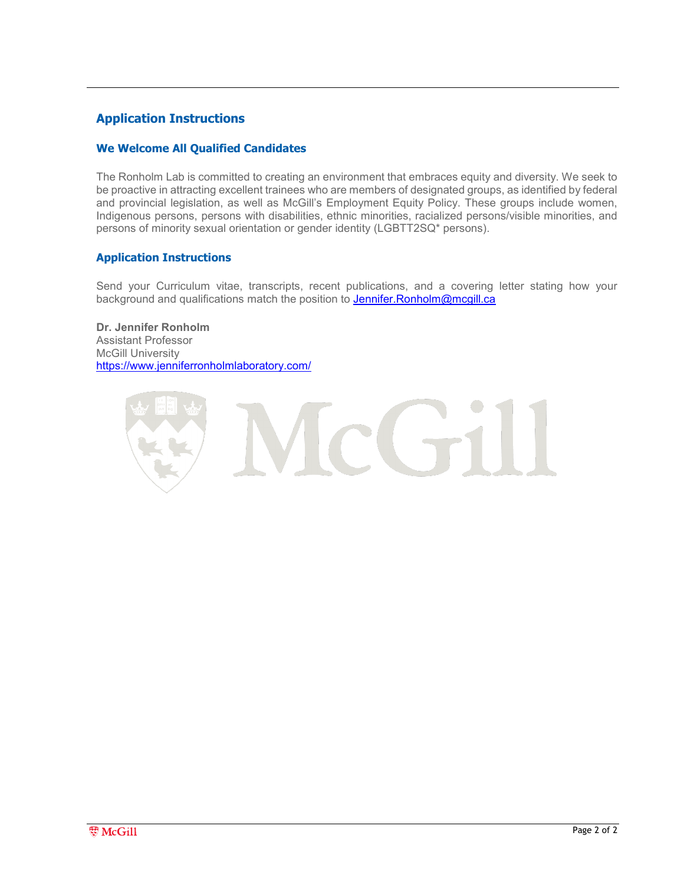## Application Instructions

### We Welcome All Qualified Candidates

The Ronholm Lab is committed to creating an environment that embraces equity and diversity. We seek to be proactive in attracting excellent trainees who are members of designated groups, as identified by federal and provincial legislation, as well as McGill's Employment Equity Policy. These groups include women, Indigenous persons, persons with disabilities, ethnic minorities, racialized persons/visible minorities, and persons of minority sexual orientation or gender identity (LGBTT2SQ* persons).

### Application Instructions

Send your Curriculum vitae, transcripts, recent publications, and a covering letter stating how your background and qualifications match the position to Jennifer.Ronholm@mcgill.ca

**Dr. Jennifer Ronholm**
Assistant Professor
McGill University
https://www.jenniferronholmlaboratory.com/